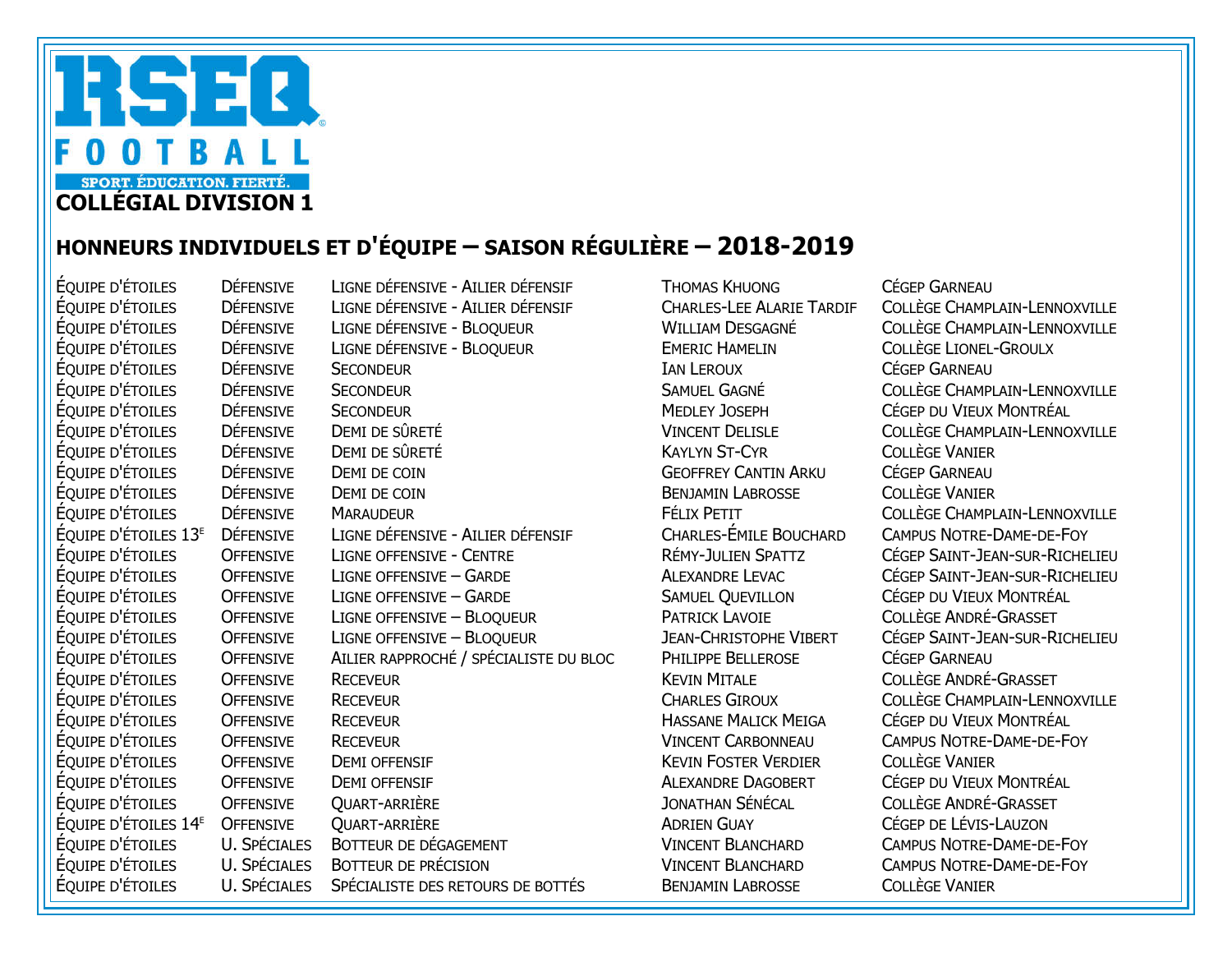RSEQ FOOTBALL

SPORT. ÉDUCATION. FIERTÉ.

## COLLÉGIAL DIVISION 1

## HONNEURS INDIVIDUELS ET D'ÉQUIPE – SAISON RÉGULIÈRE – 2018-2019

| | | | | |
|---|---|---|---|---|
| Équipe d'étoiles | Défensive | Ligne défensive - Ailier défensif | Thomas Khuong | Cégep Garneau |
| Équipe d'étoiles | Défensive | Ligne défensive - Ailier défensif | Charles-Lee Alarie Tardif | Collège Champlain-Lennoxville |
| Équipe d'étoiles | Défensive | Ligne défensive - Bloqueur | William Desgagné | Collège Champlain-Lennoxville |
| Équipe d'étoiles | Défensive | Ligne défensive - Bloqueur | Emeric Hamelin | Collège Lionel-Groulx |
| Équipe d'étoiles | Défensive | Secondeur | Ian Leroux | Cégep Garneau |
| Équipe d'étoiles | Défensive | Secondeur | Samuel Gagné | Collège Champlain-Lennoxville |
| Équipe d'étoiles | Défensive | Secondeur | Medley Joseph | Cégep du Vieux Montréal |
| Équipe d'étoiles | Défensive | Demi de sûreté | Vincent Delisle | Collège Champlain-Lennoxville |
| Équipe d'étoiles | Défensive | Demi de sûreté | Kaylyn St-Cyr | Collège Vanier |
| Équipe d'étoiles | Défensive | Demi de coin | Geoffrey Cantin Arku | Cégep Garneau |
| Équipe d'étoiles | Défensive | Demi de coin | Benjamin Labrosse | Collège Vanier |
| Équipe d'étoiles | Défensive | Maraudeur | Félix Petit | Collège Champlain-Lennoxville |
| Équipe d'étoiles 13e | Défensive | Ligne défensive - Ailier défensif | Charles-Émile Bouchard | Campus Notre-Dame-de-Foy |
| Équipe d'étoiles | Offensive | Ligne offensive - Centre | Rémy-Julien Spattz | Cégep Saint-Jean-sur-Richelieu |
| Équipe d'étoiles | Offensive | Ligne offensive – Garde | Alexandre Levac | Cégep Saint-Jean-sur-Richelieu |
| Équipe d'étoiles | Offensive | Ligne offensive – Garde | Samuel Quevillon | Cégep du Vieux Montréal |
| Équipe d'étoiles | Offensive | Ligne offensive – Bloqueur | Patrick Lavoie | Collège André-Grasset |
| Équipe d'étoiles | Offensive | Ligne offensive – Bloqueur | Jean-Christophe Vibert | Cégep Saint-Jean-sur-Richelieu |
| Équipe d'étoiles | Offensive | Ailier rapproché / spécialiste du bloc | Philippe Bellerose | Cégep Garneau |
| Équipe d'étoiles | Offensive | Receveur | Kevin Mitale | Collège André-Grasset |
| Équipe d'étoiles | Offensive | Receveur | Charles Giroux | Collège Champlain-Lennoxville |
| Équipe d'étoiles | Offensive | Receveur | Hassane Malick Meiga | Cégep du Vieux Montréal |
| Équipe d'étoiles | Offensive | Receveur | Vincent Carbonneau | Campus Notre-Dame-de-Foy |
| Équipe d'étoiles | Offensive | Demi offensif | Kevin Foster Verdier | Collège Vanier |
| Équipe d'étoiles | Offensive | Demi offensif | Alexandre Dagobert | Cégep du Vieux Montréal |
| Équipe d'étoiles | Offensive | Quart-arrière | Jonathan Sénécal | Collège André-Grasset |
| Équipe d'étoiles 14e | Offensive | Quart-arrière | Adrien Guay | Cégep de Lévis-Lauzon |
| Équipe d'étoiles | U. Spéciales | Botteur de dégagement | Vincent Blanchard | Campus Notre-Dame-de-Foy |
| Équipe d'étoiles | U. Spéciales | Botteur de précision | Vincent Blanchard | Campus Notre-Dame-de-Foy |
| Équipe d'étoiles | U. Spéciales | Spécialiste des retours de bottés | Benjamin Labrosse | Collège Vanier |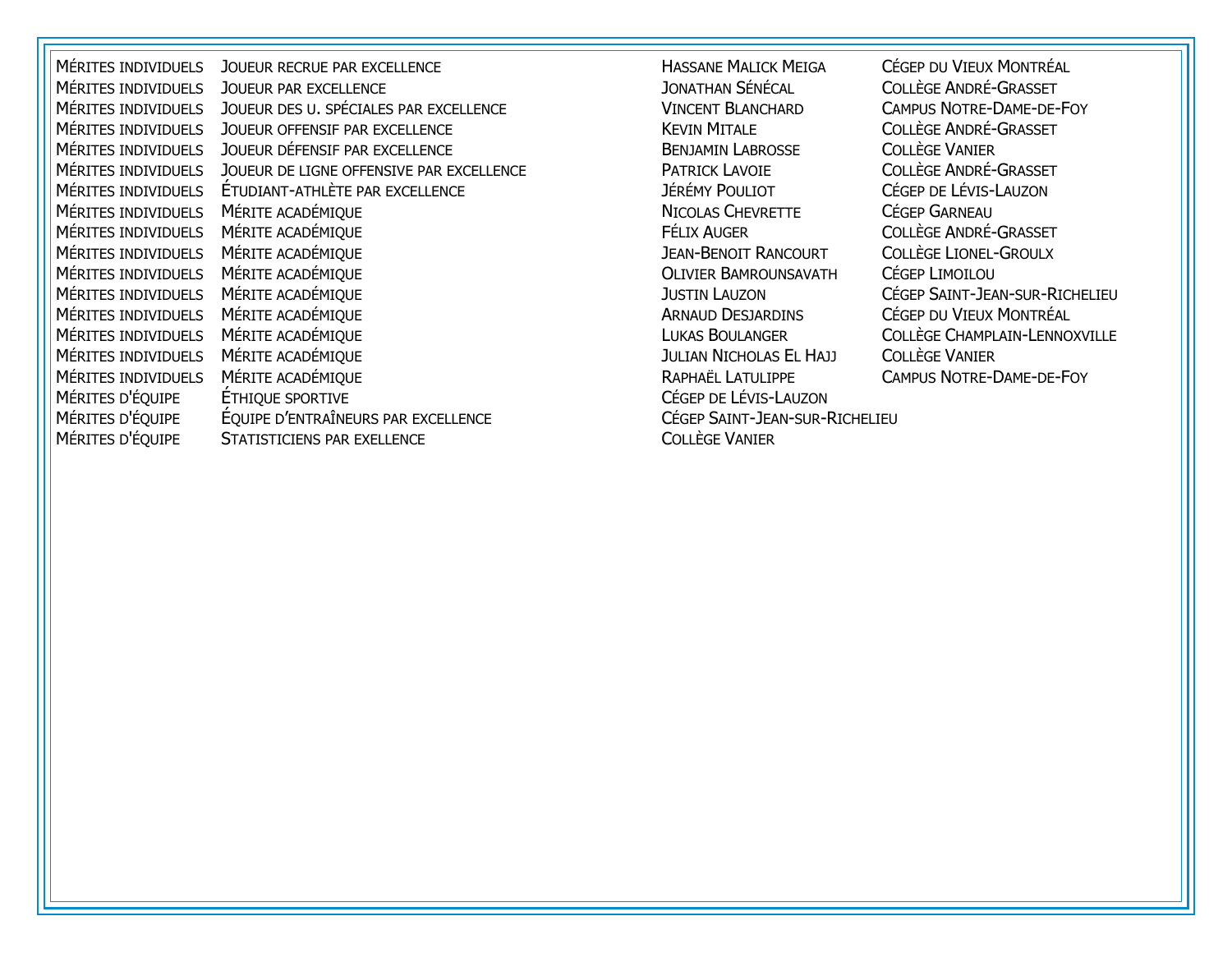| | | | |
|---|---|---|---|
| Mérites individuels | Joueur recrue par excellence | Hassane Malick Meiga | Cégep du Vieux Montréal |
| Mérites individuels | Joueur par excellence | Jonathan Sénécal | Collège André-Grasset |
| Mérites individuels | Joueur des u. spéciales par excellence | Vincent Blanchard | Campus Notre-Dame-de-Foy |
| Mérites individuels | Joueur offensif par excellence | Kevin Mitale | Collège André-Grasset |
| Mérites individuels | Joueur défensif par excellence | Benjamin Labrosse | Collège Vanier |
| Mérites individuels | Joueur de ligne offensive par excellence | Patrick Lavoie | Collège André-Grasset |
| Mérites individuels | Étudiant-athlète par excellence | Jérémy Pouliot | Cégep de Lévis-Lauzon |
| Mérites individuels | Mérite académique | Nicolas Chevrette | Cégep Garneau |
| Mérites individuels | Mérite académique | Félix Auger | Collège André-Grasset |
| Mérites individuels | Mérite académique | Jean-Benoit Rancourt | Collège Lionel-Groulx |
| Mérites individuels | Mérite académique | Olivier Bamrounsavath | Cégep Limoilou |
| Mérites individuels | Mérite académique | Justin Lauzon | Cégep Saint-Jean-sur-Richelieu |
| Mérites individuels | Mérite académique | Arnaud Desjardins | Cégep du Vieux Montréal |
| Mérites individuels | Mérite académique | Lukas Boulanger | Collège Champlain-Lennoxville |
| Mérites individuels | Mérite académique | Julian Nicholas El Hajj | Collège Vanier |
| Mérites individuels | Mérite académique | Raphaël Latulippe | Campus Notre-Dame-de-Foy |
| Mérites d'équipe | Éthique sportive | Cégep de Lévis-Lauzon | |
| Mérites d'équipe | Équipe d'entraîneurs par excellence | Cégep Saint-Jean-sur-Richelieu | |
| Mérites d'équipe | Statisticiens par exellence | Collège Vanier | |